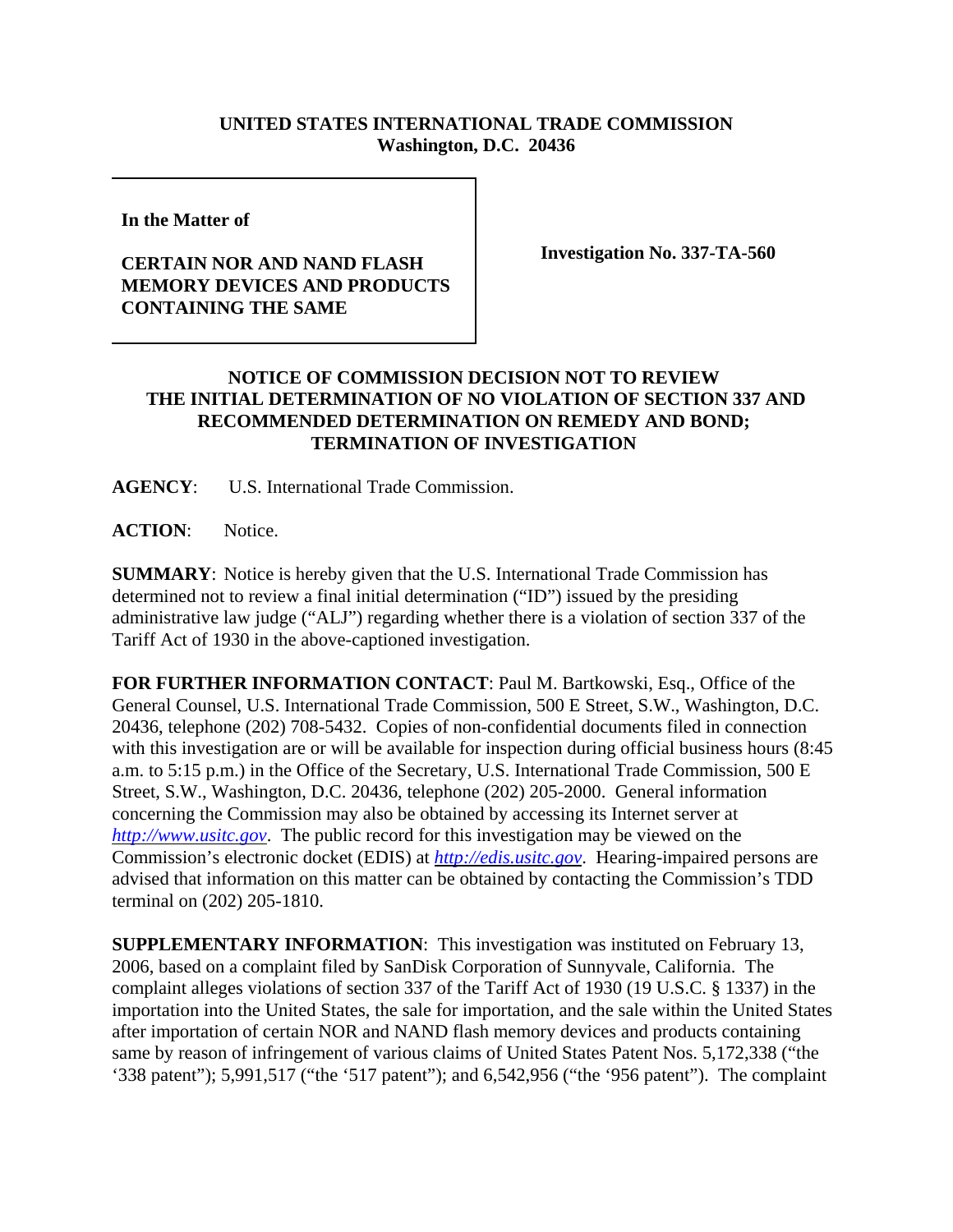**UNITED STATES INTERNATIONAL TRADE COMMISSION**
**Washington, D.C. 20436**

| In the Matter of<br><br>**CERTAIN NOR AND NAND FLASH MEMORY DEVICES AND PRODUCTS CONTAINING THE SAME** | **Investigation No. 337-TA-560** |
|---|---|

**NOTICE OF COMMISSION DECISION NOT TO REVIEW THE INITIAL DETERMINATION OF NO VIOLATION OF SECTION 337 AND RECOMMENDED DETERMINATION ON REMEDY AND BOND; TERMINATION OF INVESTIGATION**

**AGENCY**: U.S. International Trade Commission.

**ACTION**: Notice.

**SUMMARY**: Notice is hereby given that the U.S. International Trade Commission has determined not to review a final initial determination ("ID") issued by the presiding administrative law judge ("ALJ") regarding whether there is a violation of section 337 of the Tariff Act of 1930 in the above-captioned investigation.

**FOR FURTHER INFORMATION CONTACT**: Paul M. Bartkowski, Esq., Office of the General Counsel, U.S. International Trade Commission, 500 E Street, S.W., Washington, D.C. 20436, telephone (202) 708-5432. Copies of non-confidential documents filed in connection with this investigation are or will be available for inspection during official business hours (8:45 a.m. to 5:15 p.m.) in the Office of the Secretary, U.S. International Trade Commission, 500 E Street, S.W., Washington, D.C. 20436, telephone (202) 205-2000. General information concerning the Commission may also be obtained by accessing its Internet server at *http://www.usitc.gov*. The public record for this investigation may be viewed on the Commission's electronic docket (EDIS) at *http://edis.usitc.gov*. Hearing-impaired persons are advised that information on this matter can be obtained by contacting the Commission's TDD terminal on (202) 205-1810.

**SUPPLEMENTARY INFORMATION**: This investigation was instituted on February 13, 2006, based on a complaint filed by SanDisk Corporation of Sunnyvale, California. The complaint alleges violations of section 337 of the Tariff Act of 1930 (19 U.S.C. § 1337) in the importation into the United States, the sale for importation, and the sale within the United States after importation of certain NOR and NAND flash memory devices and products containing same by reason of infringement of various claims of United States Patent Nos. 5,172,338 ("the '338 patent"); 5,991,517 ("the '517 patent"); and 6,542,956 ("the '956 patent"). The complaint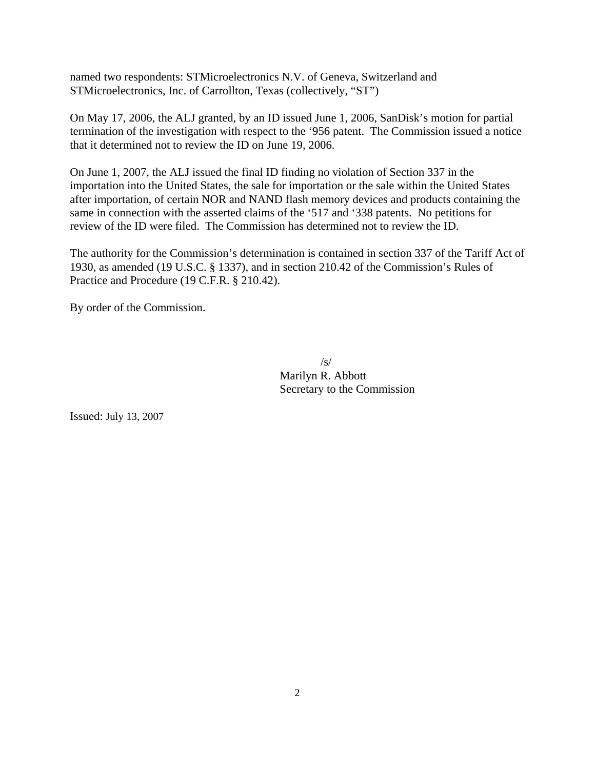named two respondents: STMicroelectronics N.V. of Geneva, Switzerland and STMicroelectronics, Inc. of Carrollton, Texas (collectively, "ST")

On May 17, 2006, the ALJ granted, by an ID issued June 1, 2006, SanDisk's motion for partial termination of the investigation with respect to the '956 patent. The Commission issued a notice that it determined not to review the ID on June 19, 2006.

On June 1, 2007, the ALJ issued the final ID finding no violation of Section 337 in the importation into the United States, the sale for importation or the sale within the United States after importation, of certain NOR and NAND flash memory devices and products containing the same in connection with the asserted claims of the '517 and '338 patents. No petitions for review of the ID were filed. The Commission has determined not to review the ID.

The authority for the Commission's determination is contained in section 337 of the Tariff Act of 1930, as amended (19 U.S.C. § 1337), and in section 210.42 of the Commission's Rules of Practice and Procedure (19 C.F.R. § 210.42).

By order of the Commission.

/s/
Marilyn R. Abbott
Secretary to the Commission

Issued: July 13, 2007